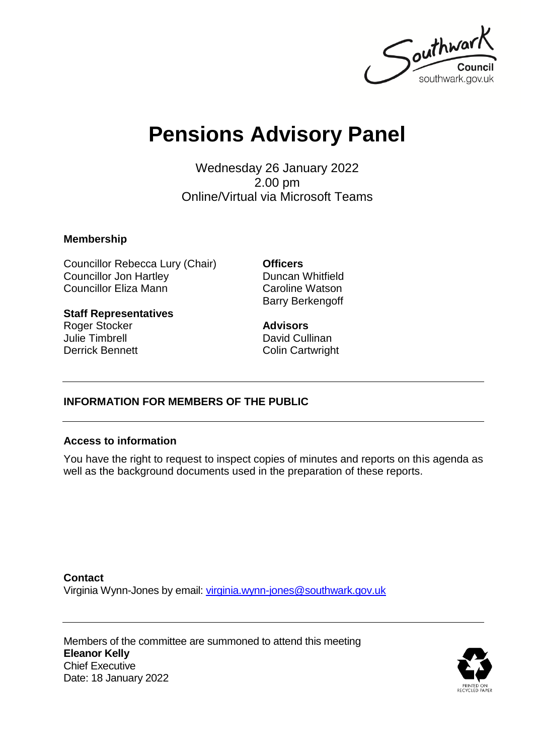Southwark Council
southwark.gov.uk

# Pensions Advisory Panel

Wednesday 26 January 2022
2.00 pm
Online/Virtual via Microsoft Teams

### Membership

Councillor Rebecca Lury (Chair)
Councillor Jon Hartley
Councillor Eliza Mann

**Staff Representatives**
Roger Stocker
Julie Timbrell
Derrick Bennett

**Officers**
Duncan Whitfield
Caroline Watson
Barry Berkengoff

**Advisors**
David Cullinan
Colin Cartwright

---

### INFORMATION FOR MEMBERS OF THE PUBLIC

---

### Access to information

You have the right to request to inspect copies of minutes and reports on this agenda as well as the background documents used in the preparation of these reports.

**Contact**
Virginia Wynn-Jones by email: virginia.wynn-jones@southwark.gov.uk

---

Members of the committee are summoned to attend this meeting
**Eleanor Kelly**
Chief Executive
Date: 18 January 2022

PRINTED ON RECYCLED PAPER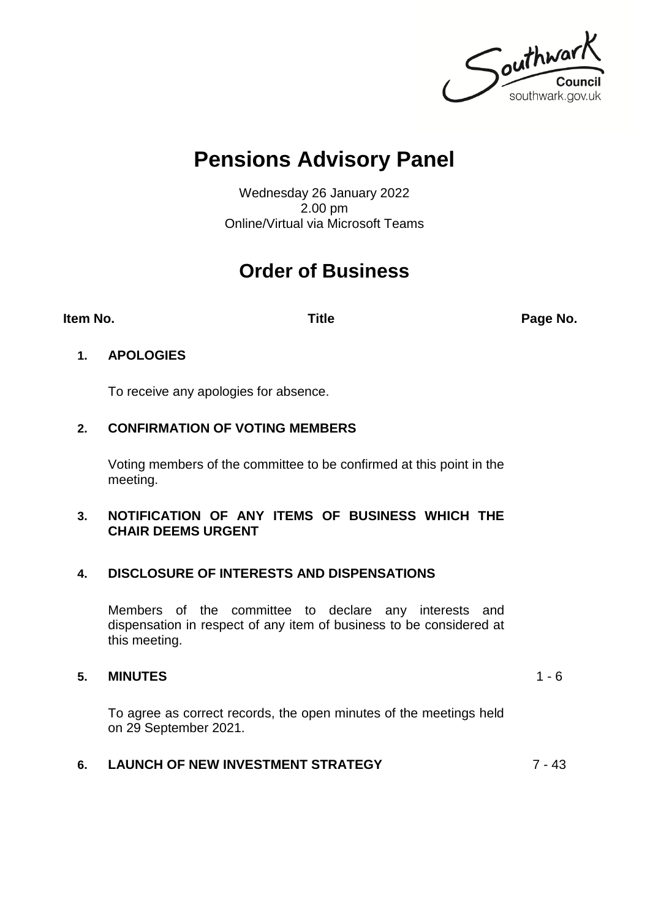Southwark Council
southwark.gov.uk

# Pensions Advisory Panel

Wednesday 26 January 2022
2.00 pm
Online/Virtual via Microsoft Teams

## Order of Business

| Item No. | Title | Page No. |
|---|---|---|
| **1.** | **APOLOGIES**<br><br>To receive any apologies for absence. | |
| **2.** | **CONFIRMATION OF VOTING MEMBERS**<br><br>Voting members of the committee to be confirmed at this point in the meeting. | |
| **3.** | **NOTIFICATION OF ANY ITEMS OF BUSINESS WHICH THE CHAIR DEEMS URGENT** | |
| **4.** | **DISCLOSURE OF INTERESTS AND DISPENSATIONS**<br><br>Members of the committee to declare any interests and dispensation in respect of any item of business to be considered at this meeting. | |
| **5.** | **MINUTES**<br><br>To agree as correct records, the open minutes of the meetings held on 29 September 2021. | 1 - 6 |
| **6.** | **LAUNCH OF NEW INVESTMENT STRATEGY** | 7 - 43 |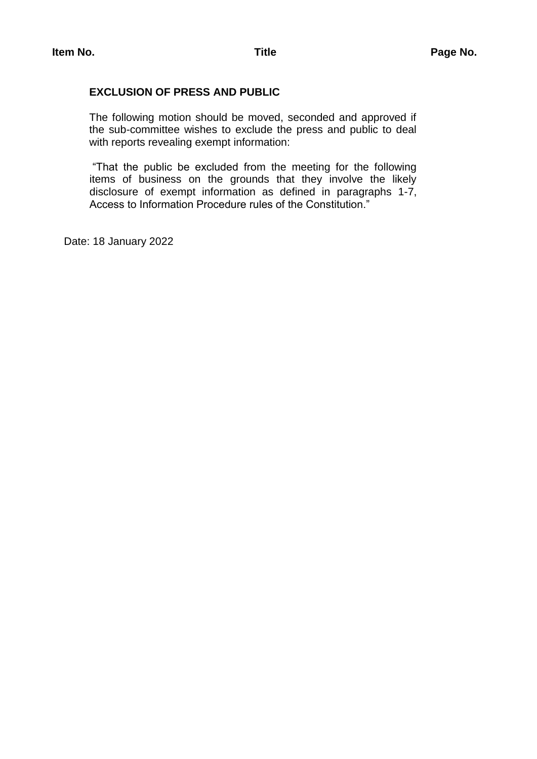| Item No. | Title | Page No. |
|---|---|---|

**EXCLUSION OF PRESS AND PUBLIC**

The following motion should be moved, seconded and approved if the sub-committee wishes to exclude the press and public to deal with reports revealing exempt information:

"That the public be excluded from the meeting for the following items of business on the grounds that they involve the likely disclosure of exempt information as defined in paragraphs 1-7, Access to Information Procedure rules of the Constitution."

Date: 18 January 2022